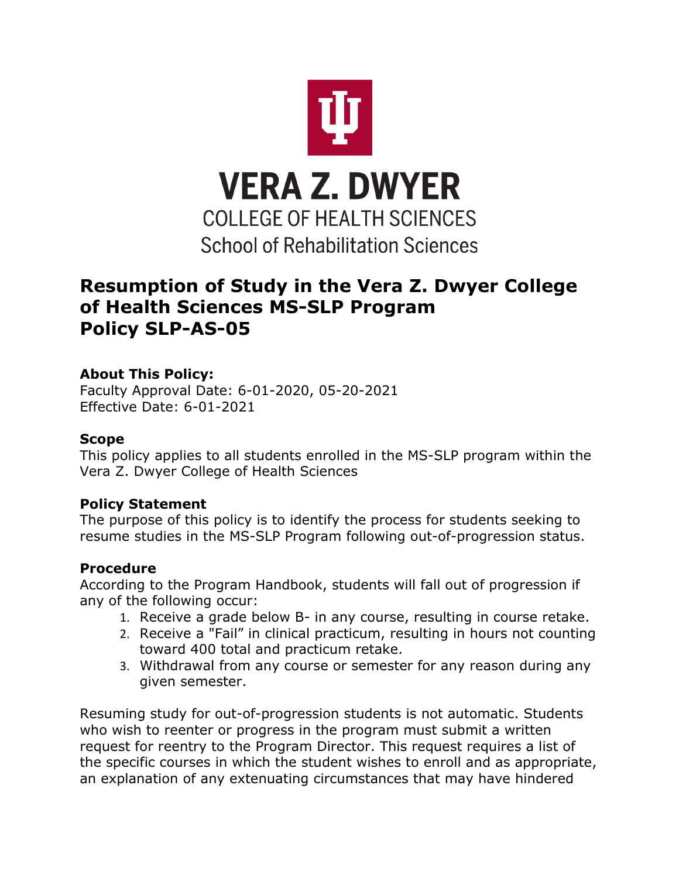VERA Z. DWYER

COLLEGE OF HEALTH SCIENCES

School of Rehabilitation Sciences

# Resumption of Study in the Vera Z. Dwyer College of Health Sciences MS-SLP Program Policy SLP-AS-05

**About This Policy:**
Faculty Approval Date: 6-01-2020, 05-20-2021
Effective Date: 6-01-2021

**Scope**
This policy applies to all students enrolled in the MS-SLP program within the Vera Z. Dwyer College of Health Sciences

**Policy Statement**
The purpose of this policy is to identify the process for students seeking to resume studies in the MS-SLP Program following out-of-progression status.

**Procedure**
According to the Program Handbook, students will fall out of progression if any of the following occur:

1. Receive a grade below B- in any course, resulting in course retake.
2. Receive a "Fail" in clinical practicum, resulting in hours not counting toward 400 total and practicum retake.
3. Withdrawal from any course or semester for any reason during any given semester.

Resuming study for out-of-progression students is not automatic. Students who wish to reenter or progress in the program must submit a written request for reentry to the Program Director. This request requires a list of the specific courses in which the student wishes to enroll and as appropriate, an explanation of any extenuating circumstances that may have hindered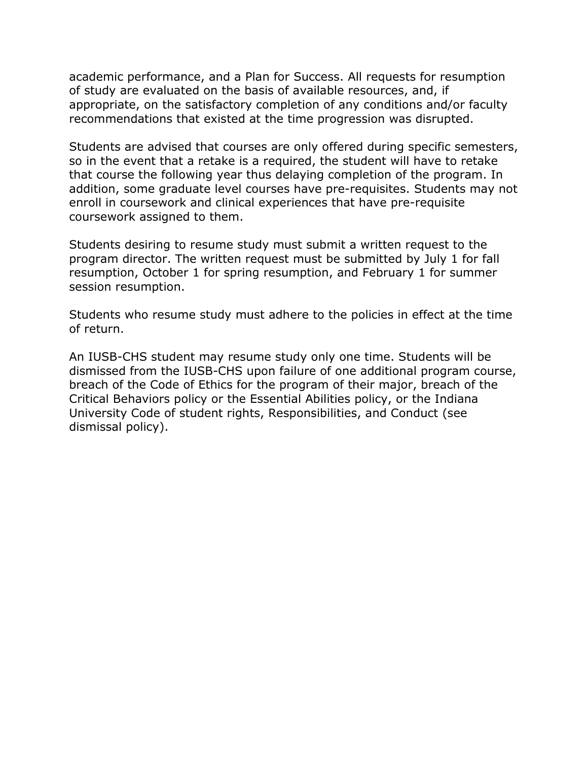academic performance, and a Plan for Success. All requests for resumption of study are evaluated on the basis of available resources, and, if appropriate, on the satisfactory completion of any conditions and/or faculty recommendations that existed at the time progression was disrupted.

Students are advised that courses are only offered during specific semesters, so in the event that a retake is a required, the student will have to retake that course the following year thus delaying completion of the program. In addition, some graduate level courses have pre-requisites. Students may not enroll in coursework and clinical experiences that have pre-requisite coursework assigned to them.

Students desiring to resume study must submit a written request to the program director. The written request must be submitted by July 1 for fall resumption, October 1 for spring resumption, and February 1 for summer session resumption.

Students who resume study must adhere to the policies in effect at the time of return.

An IUSB-CHS student may resume study only one time. Students will be dismissed from the IUSB-CHS upon failure of one additional program course, breach of the Code of Ethics for the program of their major, breach of the Critical Behaviors policy or the Essential Abilities policy, or the Indiana University Code of student rights, Responsibilities, and Conduct (see dismissal policy).